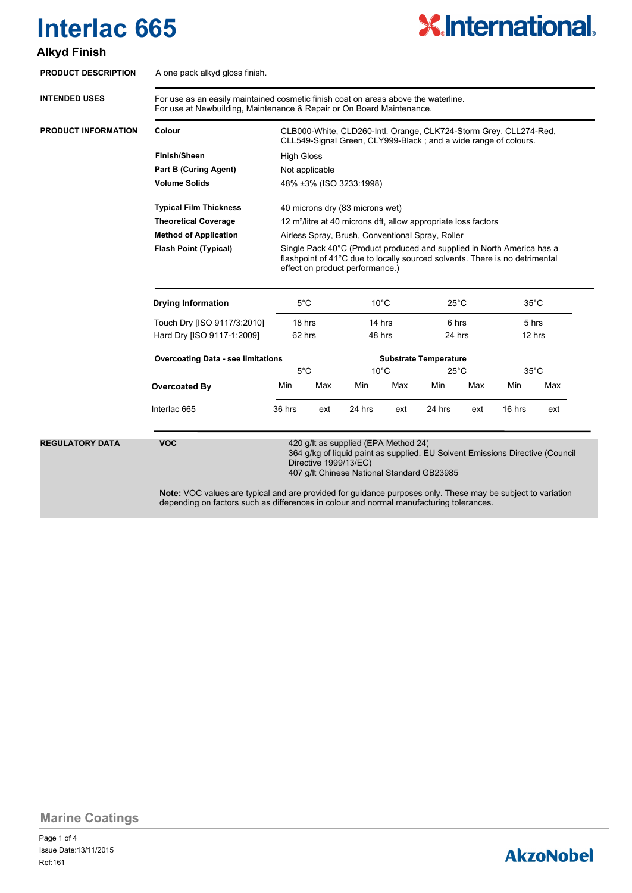# Interlac 665

## Alkyd Finish

**PRODUCT DESCRIPTION**

A one pack alkyd gloss finish.

**INTENDED USES**

For use as an easily maintained cosmetic finish coat on areas above the waterline.
For use at Newbuilding, Maintenance & Repair or On Board Maintenance.

**PRODUCT INFORMATION**

| | |
|---|---|
| **Colour** | CLB000-White, CLD260-Intl. Orange, CLK724-Storm Grey, CLL274-Red, CLL549-Signal Green, CLY999-Black ; and a wide range of colours. |
| **Finish/Sheen** | High Gloss |
| **Part B (Curing Agent)** | Not applicable |
| **Volume Solids** | 48% ±3% (ISO 3233:1998) |
| **Typical Film Thickness** | 40 microns dry (83 microns wet) |
| **Theoretical Coverage** | 12 m²/litre at 40 microns dft, allow appropriate loss factors |
| **Method of Application** | Airless Spray, Brush, Conventional Spray, Roller |
| **Flash Point (Typical)** | Single Pack 40°C (Product produced and supplied in North America has a flashpoint of 41°C due to locally sourced solvents. There is no detrimental effect on product performance.) |

| **Drying Information** | 5°C | 10°C | 25°C | 35°C |
|---|---|---|---|---|
| Touch Dry [ISO 9117/3:2010] | 18 hrs | 14 hrs | 6 hrs | 5 hrs |
| Hard Dry [ISO 9117-1:2009] | 62 hrs | 48 hrs | 24 hrs | 12 hrs |

| **Overcoating Data - see limitations** | **Substrate Temperature** | | | | | | | |
|---|---|---|---|---|---|---|---|---|
| | 5°C | | 10°C | | 25°C | | 35°C | |
| **Overcoated By** | Min | Max | Min | Max | Min | Max | Min | Max |
| Interlac 665 | 36 hrs | ext | 24 hrs | ext | 24 hrs | ext | 16 hrs | ext |

**REGULATORY DATA**

| | |
|---|---|
| **VOC** | 420 g/lt as supplied (EPA Method 24)<br>364 g/kg of liquid paint as supplied. EU Solvent Emissions Directive (Council Directive 1999/13/EC)<br>407 g/lt Chinese National Standard GB23985 |

**Note:** VOC values are typical and are provided for guidance purposes only. These may be subject to variation depending on factors such as differences in colour and normal manufacturing tolerances.

Marine Coatings

Issue Date:13/11/2015
Ref:161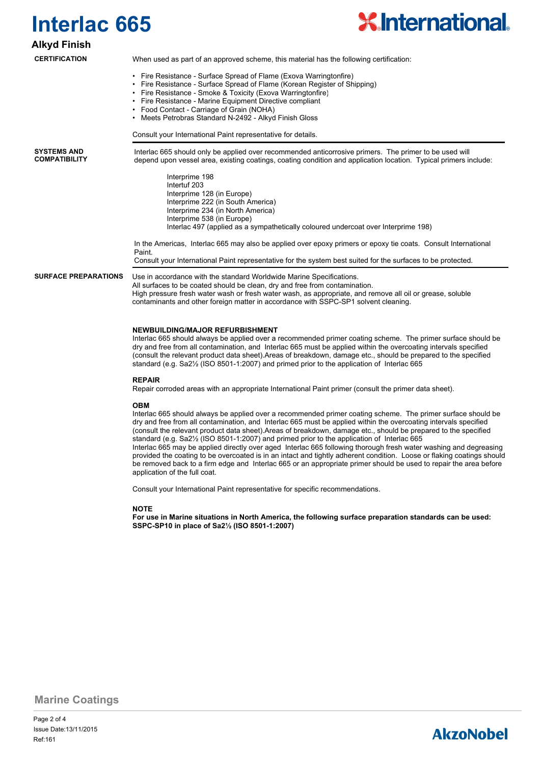# Interlac 665

## Alkyd Finish

### CERTIFICATION

When used as part of an approved scheme, this material has the following certification:

- Fire Resistance - Surface Spread of Flame (Exova Warringtonfire)
- Fire Resistance - Surface Spread of Flame (Korean Register of Shipping)
- Fire Resistance - Smoke & Toxicity (Exova Warringtonfire)
- Fire Resistance - Marine Equipment Directive compliant
- Food Contact - Carriage of Grain (NOHA)
- Meets Petrobras Standard N-2492 - Alkyd Finish Gloss

Consult your International Paint representative for details.

### SYSTEMS AND COMPATIBILITY

Interlac 665 should only be applied over recommended anticorrosive primers. The primer to be used will depend upon vessel area, existing coatings, coating condition and application location. Typical primers include:

Interprime 198
Intertuf 203
Interprime 128 (in Europe)
Interprime 222 (in South America)
Interprime 234 (in North America)
Interprime 538 (in Europe)
Interlac 497 (applied as a sympathetically coloured undercoat over Interprime 198)

In the Americas, Interlac 665 may also be applied over epoxy primers or epoxy tie coats. Consult International Paint.
Consult your International Paint representative for the system best suited for the surfaces to be protected.

### SURFACE PREPARATIONS

Use in accordance with the standard Worldwide Marine Specifications.
All surfaces to be coated should be clean, dry and free from contamination.
High pressure fresh water wash or fresh water wash, as appropriate, and remove all oil or grease, soluble contaminants and other foreign matter in accordance with SSPC-SP1 solvent cleaning.

**NEWBUILDING/MAJOR REFURBISHMENT**
Interlac 665 should always be applied over a recommended primer coating scheme. The primer surface should be dry and free from all contamination, and Interlac 665 must be applied within the overcoating intervals specified (consult the relevant product data sheet).Areas of breakdown, damage etc., should be prepared to the specified standard (e.g. Sa2½ (ISO 8501-1:2007) and primed prior to the application of Interlac 665

**REPAIR**
Repair corroded areas with an appropriate International Paint primer (consult the primer data sheet).

**OBM**
Interlac 665 should always be applied over a recommended primer coating scheme. The primer surface should be dry and free from all contamination, and Interlac 665 must be applied within the overcoating intervals specified (consult the relevant product data sheet).Areas of breakdown, damage etc., should be prepared to the specified standard (e.g. Sa2½ (ISO 8501-1:2007) and primed prior to the application of Interlac 665
Interlac 665 may be applied directly over aged Interlac 665 following thorough fresh water washing and degreasing provided the coating to be overcoated is in an intact and tightly adherent condition. Loose or flaking coatings should be removed back to a firm edge and Interlac 665 or an appropriate primer should be used to repair the area before application of the full coat.

Consult your International Paint representative for specific recommendations.

**NOTE**
**For use in Marine situations in North America, the following surface preparation standards can be used: SSPC-SP10 in place of Sa2½ (ISO 8501-1:2007)**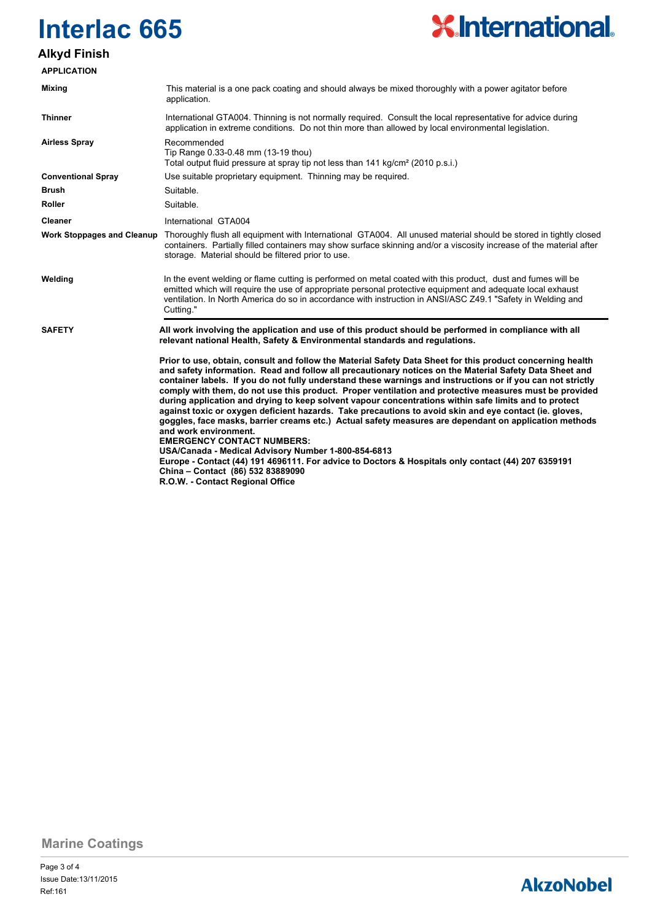# Interlac 665

## Alkyd Finish

### APPLICATION

| | |
|---|---|
| **Mixing** | This material is a one pack coating and should always be mixed thoroughly with a power agitator before application. |
| **Thinner** | International GTA004. Thinning is not normally required. Consult the local representative for advice during application in extreme conditions. Do not thin more than allowed by local environmental legislation. |
| **Airless Spray** | Recommended<br>Tip Range 0.33-0.48 mm (13-19 thou)<br>Total output fluid pressure at spray tip not less than 141 kg/cm² (2010 p.s.i.) |
| **Conventional Spray** | Use suitable proprietary equipment. Thinning may be required. |
| **Brush** | Suitable. |
| **Roller** | Suitable. |
| **Cleaner** | International GTA004 |
| **Work Stoppages and Cleanup** | Thoroughly flush all equipment with International GTA004. All unused material should be stored in tightly closed containers. Partially filled containers may show surface skinning and/or a viscosity increase of the material after storage. Material should be filtered prior to use. |
| **Welding** | In the event welding or flame cutting is performed on metal coated with this product, dust and fumes will be emitted which will require the use of appropriate personal protective equipment and adequate local exhaust ventilation. In North America do so in accordance with instruction in ANSI/ASC Z49.1 "Safety in Welding and Cutting." |

### SAFETY

**All work involving the application and use of this product should be performed in compliance with all relevant national Health, Safety & Environmental standards and regulations.**

**Prior to use, obtain, consult and follow the Material Safety Data Sheet for this product concerning health and safety information. Read and follow all precautionary notices on the Material Safety Data Sheet and container labels. If you do not fully understand these warnings and instructions or if you can not strictly comply with them, do not use this product. Proper ventilation and protective measures must be provided during application and drying to keep solvent vapour concentrations within safe limits and to protect against toxic or oxygen deficient hazards. Take precautions to avoid skin and eye contact (ie. gloves, goggles, face masks, barrier creams etc.) Actual safety measures are dependant on application methods and work environment.**

**EMERGENCY CONTACT NUMBERS:**
**USA/Canada - Medical Advisory Number 1-800-854-6813**
**Europe - Contact (44) 191 4696111. For advice to Doctors & Hospitals only contact (44) 207 6359191**
**China – Contact (86) 532 83889090**
**R.O.W. - Contact Regional Office**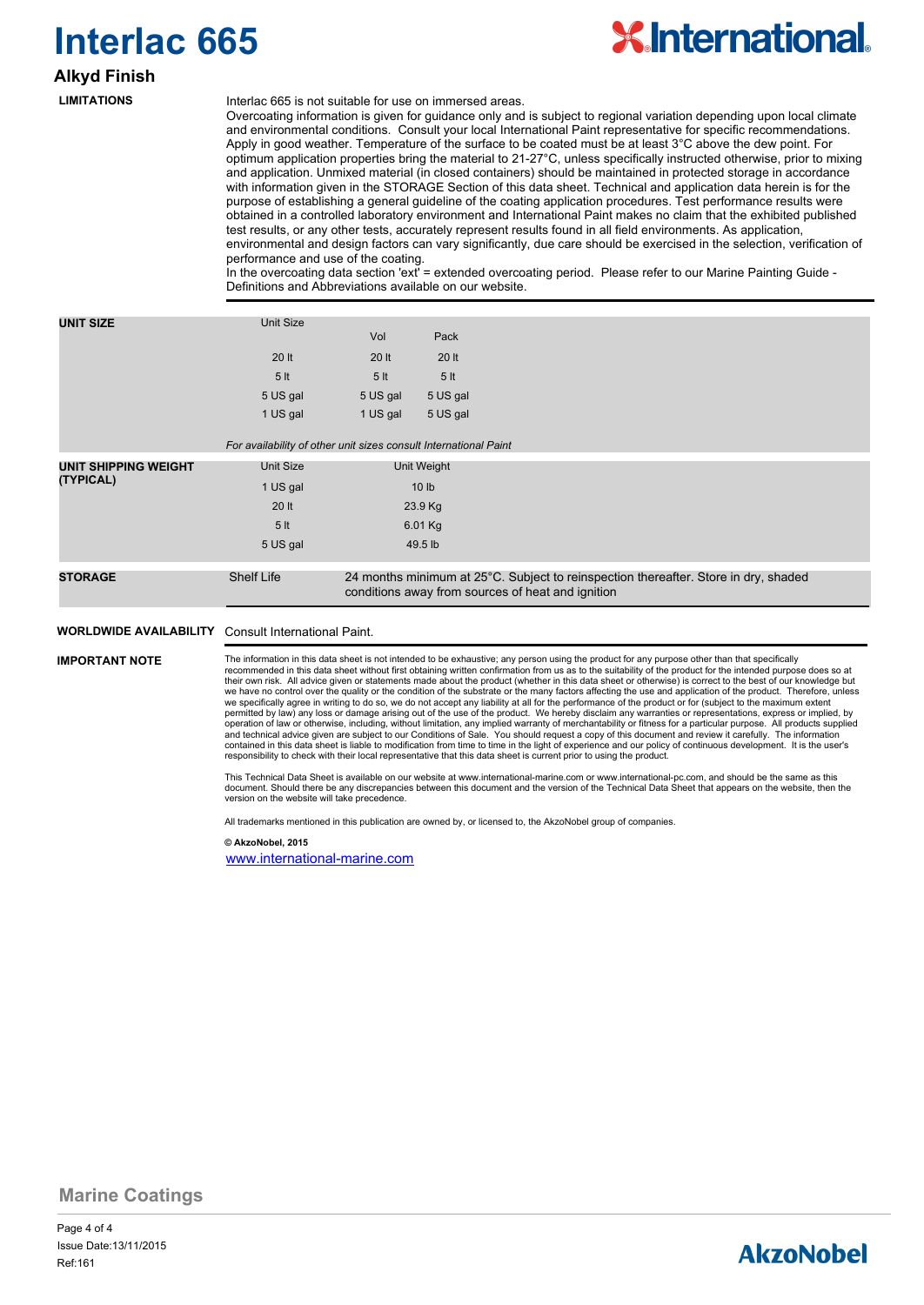# Interlac 665

## Alkyd Finish

**LIMITATIONS**

Interlac 665 is not suitable for use on immersed areas.
Overcoating information is given for guidance only and is subject to regional variation depending upon local climate and environmental conditions. Consult your local International Paint representative for specific recommendations. Apply in good weather. Temperature of the surface to be coated must be at least 3°C above the dew point. For optimum application properties bring the material to 21-27°C, unless specifically instructed otherwise, prior to mixing and application. Unmixed material (in closed containers) should be maintained in protected storage in accordance with information given in the STORAGE Section of this data sheet. Technical and application data herein is for the purpose of establishing a general guideline of the coating application procedures. Test performance results were obtained in a controlled laboratory environment and International Paint makes no claim that the exhibited published test results, or any other tests, accurately represent results found in all field environments. As application, environmental and design factors can vary significantly, due care should be exercised in the selection, verification of performance and use of the coating.
In the overcoating data section 'ext' = extended overcoating period. Please refer to our Marine Painting Guide - Definitions and Abbreviations available on our website.

**UNIT SIZE**

| Unit Size | Vol | Pack |
|---|---|---|
| 20 lt | 20 lt | 20 lt |
| 5 lt | 5 lt | 5 lt |
| 5 US gal | 5 US gal | 5 US gal |
| 1 US gal | 1 US gal | 5 US gal |

*For availability of other unit sizes consult International Paint*

**UNIT SHIPPING WEIGHT (TYPICAL)**

| Unit Size | Unit Weight |
|---|---|
| 1 US gal | 10 lb |
| 20 lt | 23.9 Kg |
| 5 lt | 6.01 Kg |
| 5 US gal | 49.5 lb |

**STORAGE**

| | |
|---|---|
| Shelf Life | 24 months minimum at 25°C. Subject to reinspection thereafter. Store in dry, shaded conditions away from sources of heat and ignition |

**WORLDWIDE AVAILABILITY** Consult International Paint.

**IMPORTANT NOTE**

The information in this data sheet is not intended to be exhaustive; any person using the product for any purpose other than that specifically recommended in this data sheet without first obtaining written confirmation from us as to the suitability of the product for the intended purpose does so at their own risk. All advice given or statements made about the product (whether in this data sheet or otherwise) is correct to the best of our knowledge but we have no control over the quality or the condition of the substrate or the many factors affecting the use and application of the product. Therefore, unless we specifically agree in writing to do so, we do not accept any liability at all for the performance of the product or for (subject to the maximum extent permitted by law) any loss or damage arising out of the use of the product. We hereby disclaim any warranties or representations, express or implied, by operation of law or otherwise, including, without limitation, any implied warranty of merchantability or fitness for a particular purpose. All products supplied and technical advice given are subject to our Conditions of Sale. You should request a copy of this document and review it carefully. The information contained in this data sheet is liable to modification from time to time in the light of experience and our policy of continuous development. It is the user's responsibility to check with their local representative that this data sheet is current prior to using the product.

This Technical Data Sheet is available on our website at www.international-marine.com or www.international-pc.com, and should be the same as this document. Should there be any discrepancies between this document and the version of the Technical Data Sheet that appears on the website, then the version on the website will take precedence.

All trademarks mentioned in this publication are owned by, or licensed to, the AkzoNobel group of companies.

**© AkzoNobel, 2015**

www.international-marine.com

Marine Coatings

Issue Date:13/11/2015
Ref:161